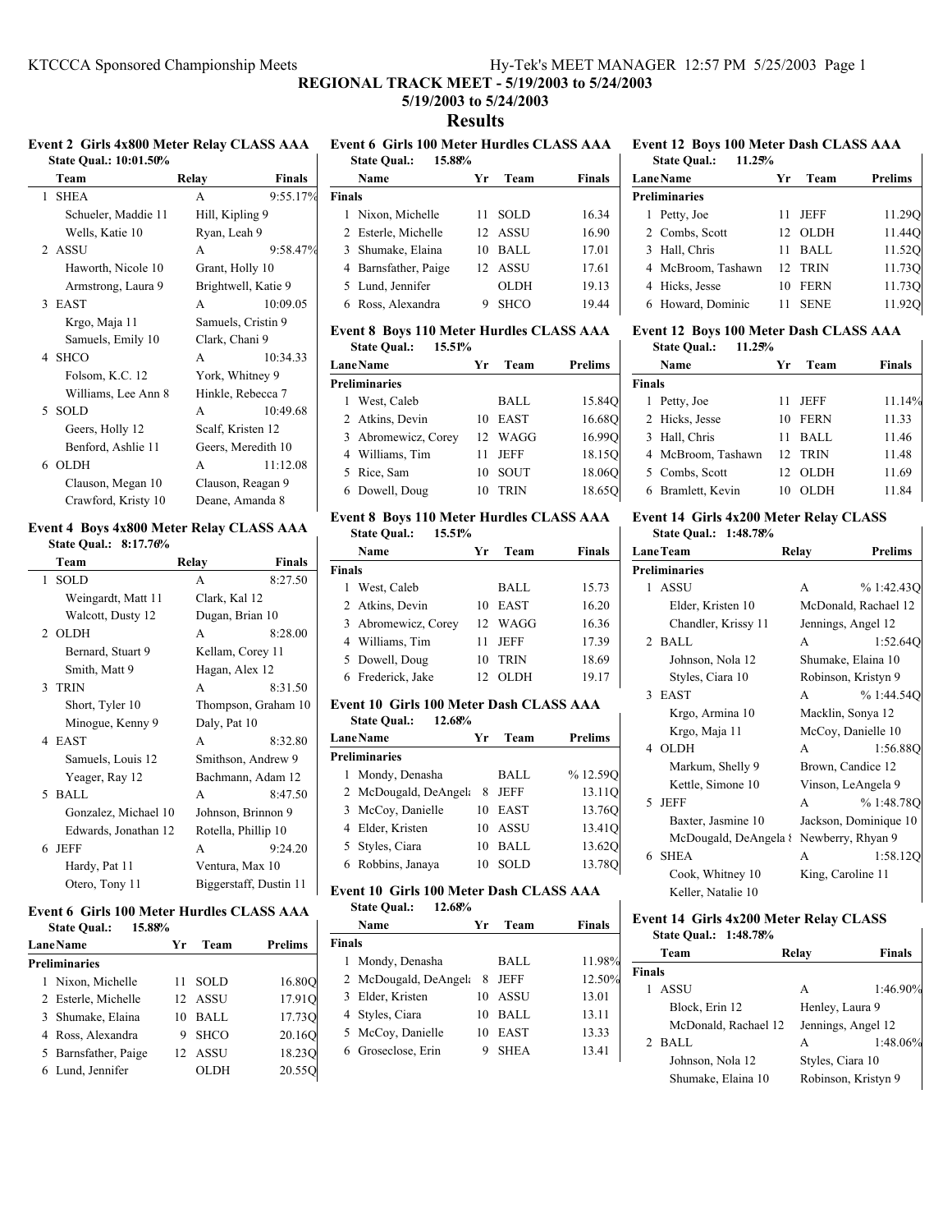## REGIONAL TRACK MEET - 5/19/2003 to 5/24/2003

### 5/19/2003 to 5/24/2003

# Results

### Event 2 Girls 4x800 Meter Relay CLASS AAA

State Qual.: 10:01.50%

| | Team | Relay | Finals |
|---|---|---|---|
| 1 | SHEA | A | 9:55.17% |
| | Schueler, Maddie 11 | Hill, Kipling 9 | |
| | Wells, Katie 10 | Ryan, Leah 9 | |
| 2 | ASSU | A | 9:58.47% |
| | Haworth, Nicole 10 | Grant, Holly 10 | |
| | Armstrong, Laura 9 | Brightwell, Katie 9 | |
| 3 | EAST | A | 10:09.05 |
| | Krgo, Maja 11 | Samuels, Cristin 9 | |
| | Samuels, Emily 10 | Clark, Chani 9 | |
| 4 | SHCO | A | 10:34.33 |
| | Folsom, K.C. 12 | York, Whitney 9 | |
| | Williams, Lee Ann 8 | Hinkle, Rebecca 7 | |
| 5 | SOLD | A | 10:49.68 |
| | Geers, Holly 12 | Scalf, Kristen 12 | |
| | Benford, Ashlie 11 | Geers, Meredith 10 | |
| 6 | OLDH | A | 11:12.08 |
| | Clauson, Megan 10 | Clauson, Reagan 9 | |
| | Crawford, Kristy 10 | Deane, Amanda 8 | |

### Event 4 Boys 4x800 Meter Relay CLASS AAA

State Qual.: 8:17.76%

| | Team | Relay | Finals |
|---|---|---|---|
| 1 | SOLD | A | 8:27.50 |
| | Weingardt, Matt 11 | Clark, Kal 12 | |
| | Walcott, Dusty 12 | Dugan, Brian 10 | |
| 2 | OLDH | A | 8:28.00 |
| | Bernard, Stuart 9 | Kellam, Corey 11 | |
| | Smith, Matt 9 | Hagan, Alex 12 | |
| 3 | TRIN | A | 8:31.50 |
| | Short, Tyler 10 | Thompson, Graham 10 | |
| | Minogue, Kenny 9 | Daly, Pat 10 | |
| 4 | EAST | A | 8:32.80 |
| | Samuels, Louis 12 | Smithson, Andrew 9 | |
| | Yeager, Ray 12 | Bachmann, Adam 12 | |
| 5 | BALL | A | 8:47.50 |
| | Gonzalez, Michael 10 | Johnson, Brinnon 9 | |
| | Edwards, Jonathan 12 | Rotella, Phillip 10 | |
| 6 | JEFF | A | 9:24.20 |
| | Hardy, Pat 11 | Ventura, Max 10 | |
| | Otero, Tony 11 | Biggerstaff, Dustin 11 | |

### Event 6 Girls 100 Meter Hurdles CLASS AAA

State Qual.: 15.88%

| Lane | Name | Yr | Team | Prelims |
|---|---|---|---|---|
| **Preliminaries** | | | | |
| 1 | Nixon, Michelle | 11 | SOLD | 16.80Q |
| 2 | Esterle, Michelle | 12 | ASSU | 17.91Q |
| 3 | Shumake, Elaina | 10 | BALL | 17.73Q |
| 4 | Ross, Alexandra | 9 | SHCO | 20.16Q |
| 5 | Barnsfather, Paige | 12 | ASSU | 18.23Q |
| 6 | Lund, Jennifer | | OLDH | 20.55Q |

### Event 6 Girls 100 Meter Hurdles CLASS AAA

State Qual.: 15.88%

| | Name | Yr | Team | Finals |
|---|---|---|---|---|
| **Finals** | | | | |
| 1 | Nixon, Michelle | 11 | SOLD | 16.34 |
| 2 | Esterle, Michelle | 12 | ASSU | 16.90 |
| 3 | Shumake, Elaina | 10 | BALL | 17.01 |
| 4 | Barnsfather, Paige | 12 | ASSU | 17.61 |
| 5 | Lund, Jennifer | | OLDH | 19.13 |
| 6 | Ross, Alexandra | 9 | SHCO | 19.44 |

### Event 8 Boys 110 Meter Hurdles CLASS AAA

State Qual.: 15.51%

| Lane | Name | Yr | Team | Prelims |
|---|---|---|---|---|
| **Preliminaries** | | | | |
| 1 | West, Caleb | | BALL | 15.84Q |
| 2 | Atkins, Devin | 10 | EAST | 16.68Q |
| 3 | Abromewicz, Corey | 12 | WAGG | 16.99Q |
| 4 | Williams, Tim | 11 | JEFF | 18.15Q |
| 5 | Rice, Sam | 10 | SOUT | 18.06Q |
| 6 | Dowell, Doug | 10 | TRIN | 18.65Q |

### Event 8 Boys 110 Meter Hurdles CLASS AAA

State Qual.: 15.51%

| | Name | Yr | Team | Finals |
|---|---|---|---|---|
| **Finals** | | | | |
| 1 | West, Caleb | | BALL | 15.73 |
| 2 | Atkins, Devin | 10 | EAST | 16.20 |
| 3 | Abromewicz, Corey | 12 | WAGG | 16.36 |
| 4 | Williams, Tim | 11 | JEFF | 17.39 |
| 5 | Dowell, Doug | 10 | TRIN | 18.69 |
| 6 | Frederick, Jake | 12 | OLDH | 19.17 |

### Event 10 Girls 100 Meter Dash CLASS AAA

State Qual.: 12.68%

| Lane | Name | Yr | Team | Prelims |
|---|---|---|---|---|
| **Preliminaries** | | | | |
| 1 | Mondy, Denasha | | BALL | % 12.59Q |
| 2 | McDougald, DeAngela | 8 | JEFF | 13.11Q |
| 3 | McCoy, Danielle | 10 | EAST | 13.76Q |
| 4 | Elder, Kristen | 10 | ASSU | 13.41Q |
| 5 | Styles, Ciara | 10 | BALL | 13.62Q |
| 6 | Robbins, Janaya | 10 | SOLD | 13.78Q |

### Event 10 Girls 100 Meter Dash CLASS AAA

State Qual.: 12.68%

| | Name | Yr | Team | Finals |
|---|---|---|---|---|
| **Finals** | | | | |
| 1 | Mondy, Denasha | | BALL | 11.98% |
| 2 | McDougald, DeAngela | 8 | JEFF | 12.50% |
| 3 | Elder, Kristen | 10 | ASSU | 13.01 |
| 4 | Styles, Ciara | 10 | BALL | 13.11 |
| 5 | McCoy, Danielle | 10 | EAST | 13.33 |
| 6 | Groseclose, Erin | 9 | SHEA | 13.41 |

### Event 12 Boys 100 Meter Dash CLASS AAA

State Qual.: 11.25%

| Lane | Name | Yr | Team | Prelims |
|---|---|---|---|---|
| **Preliminaries** | | | | |
| 1 | Petty, Joe | 11 | JEFF | 11.29Q |
| 2 | Combs, Scott | 12 | OLDH | 11.44Q |
| 3 | Hall, Chris | 11 | BALL | 11.52Q |
| 4 | McBroom, Tashawn | 12 | TRIN | 11.73Q |
| 4 | Hicks, Jesse | 10 | FERN | 11.73Q |
| 6 | Howard, Dominic | 11 | SENE | 11.92Q |

### Event 12 Boys 100 Meter Dash CLASS AAA

State Qual.: 11.25%

| | Name | Yr | Team | Finals |
|---|---|---|---|---|
| **Finals** | | | | |
| 1 | Petty, Joe | 11 | JEFF | 11.14% |
| 2 | Hicks, Jesse | 10 | FERN | 11.33 |
| 3 | Hall, Chris | 11 | BALL | 11.46 |
| 4 | McBroom, Tashawn | 12 | TRIN | 11.48 |
| 5 | Combs, Scott | 12 | OLDH | 11.69 |
| 6 | Bramlett, Kevin | 10 | OLDH | 11.84 |

### Event 14 Girls 4x200 Meter Relay CLASS

State Qual.: 1:48.78%

| Lane | Team | Relay | Prelims |
|---|---|---|---|
| **Preliminaries** | | | |
| 1 | ASSU | A | % 1:42.43Q |
| | Elder, Kristen 10 | McDonald, Rachael 12 | |
| | Chandler, Krissy 11 | Jennings, Angel 12 | |
| 2 | BALL | A | 1:52.64Q |
| | Johnson, Nola 12 | Shumake, Elaina 10 | |
| | Styles, Ciara 10 | Robinson, Kristyn 9 | |
| 3 | EAST | A | % 1:44.54Q |
| | Krgo, Armina 10 | Macklin, Sonya 12 | |
| | Krgo, Maja 11 | McCoy, Danielle 10 | |
| 4 | OLDH | A | 1:56.88Q |
| | Markum, Shelly 9 | Brown, Candice 12 | |
| | Kettle, Simone 10 | Vinson, LeAngela 9 | |
| 5 | JEFF | A | % 1:48.78Q |
| | Baxter, Jasmine 10 | Jackson, Dominique 10 | |
| | McDougald, DeAngela 8 | Newberry, Rhyan 9 | |
| 6 | SHEA | A | 1:58.12Q |
| | Cook, Whitney 10 | King, Caroline 11 | |
| | Keller, Natalie 10 | | |

### Event 14 Girls 4x200 Meter Relay CLASS

State Qual.: 1:48.78%

| | Team | Relay | Finals |
|---|---|---|---|
| **Finals** | | | |
| 1 | ASSU | A | 1:46.90% |
| | Block, Erin 12 | Henley, Laura 9 | |
| | McDonald, Rachael 12 | Jennings, Angel 12 | |
| 2 | BALL | A | 1:48.06% |
| | Johnson, Nola 12 | Styles, Ciara 10 | |
| | Shumake, Elaina 10 | Robinson, Kristyn 9 | |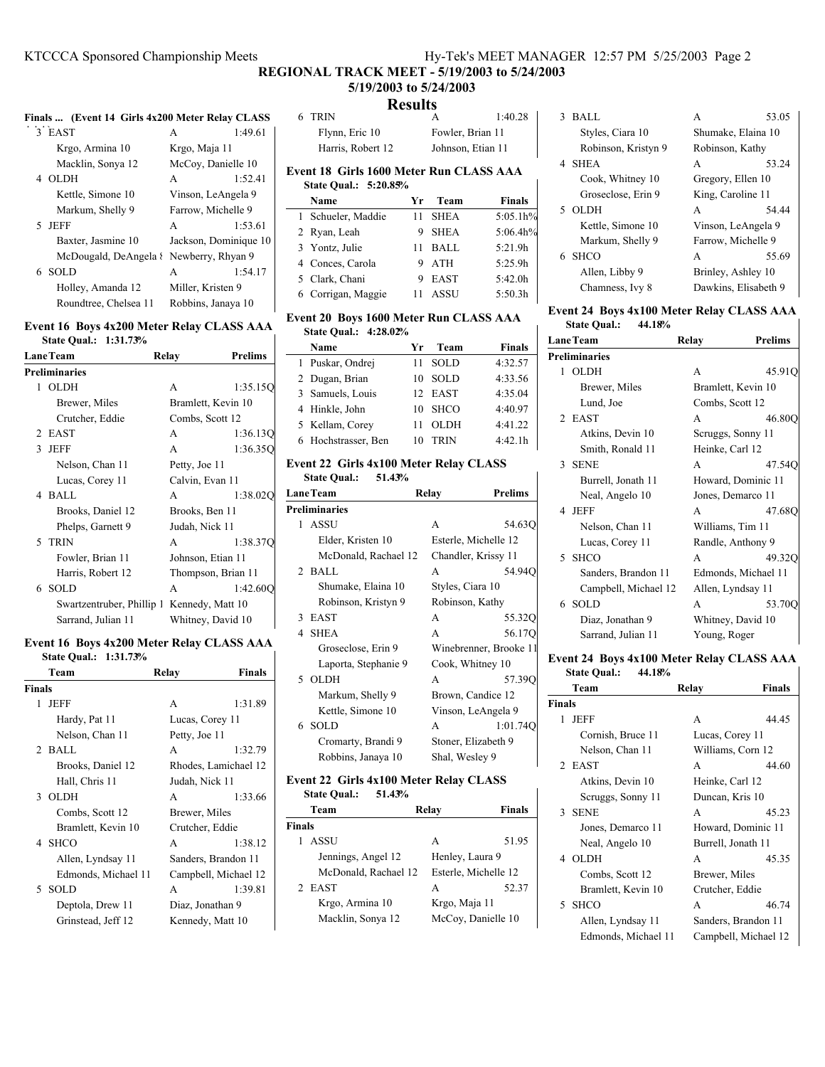## REGIONAL TRACK MEET - 5/19/2003 to 5/24/2003

### 5/19/2003 to 5/24/2003

### Results

#### Finals ... (Event 14 Girls 4x200 Meter Relay CLASS

| | Team | Relay | Finals |
|---|---|---|---|
| 3 | EAST | A | 1:49.61 |
| | Krgo, Armina 10 | Krgo, Maja 11 | |
| | Macklin, Sonya 12 | McCoy, Danielle 10 | |
| 4 | OLDH | A | 1:52.41 |
| | Kettle, Simone 10 | Vinson, LeAngela 9 | |
| | Markum, Shelly 9 | Farrow, Michelle 9 | |
| 5 | JEFF | A | 1:53.61 |
| | Baxter, Jasmine 10 | Jackson, Dominique 10 | |
| | McDougald, DeAngela ! | Newberry, Rhyan 9 | |
| 6 | SOLD | A | 1:54.17 |
| | Holley, Amanda 12 | Miller, Kristen 9 | |
| | Roundtree, Chelsea 11 | Robbins, Janaya 10 | |

#### Event 16 Boys 4x200 Meter Relay CLASS AAA

State Qual.: 1:31.73%

| Lane | Team | Relay | Prelims |
|---|---|---|---|
| **Preliminaries** | | | |
| 1 | OLDH | A | 1:35.15Q |
| | Brewer, Miles | Bramlett, Kevin 10 | |
| | Crutcher, Eddie | Combs, Scott 12 | |
| 2 | EAST | A | 1:36.13Q |
| 3 | JEFF | A | 1:36.35Q |
| | Nelson, Chan 11 | Petty, Joe 11 | |
| | Lucas, Corey 11 | Calvin, Evan 11 | |
| 4 | BALL | A | 1:38.02Q |
| | Brooks, Daniel 12 | Brooks, Ben 11 | |
| | Phelps, Garnett 9 | Judah, Nick 11 | |
| 5 | TRIN | A | 1:38.37Q |
| | Fowler, Brian 11 | Johnson, Etian 11 | |
| | Harris, Robert 12 | Thompson, Brian 11 | |
| 6 | SOLD | A | 1:42.60Q |
| | Swartzentruber, Phillip 1 | Kennedy, Matt 10 | |
| | Sarrand, Julian 11 | Whitney, David 10 | |

#### Event 16 Boys 4x200 Meter Relay CLASS AAA

State Qual.: 1:31.73%

| | Team | Relay | Finals |
|---|---|---|---|
| **Finals** | | | |
| 1 | JEFF | A | 1:31.89 |
| | Hardy, Pat 11 | Lucas, Corey 11 | |
| | Nelson, Chan 11 | Petty, Joe 11 | |
| 2 | BALL | A | 1:32.79 |
| | Brooks, Daniel 12 | Rhodes, Lamichael 12 | |
| | Hall, Chris 11 | Judah, Nick 11 | |
| 3 | OLDH | A | 1:33.66 |
| | Combs, Scott 12 | Brewer, Miles | |
| | Bramlett, Kevin 10 | Crutcher, Eddie | |
| 4 | SHCO | A | 1:38.12 |
| | Allen, Lyndsay 11 | Sanders, Brandon 11 | |
| | Edmonds, Michael 11 | Campbell, Michael 12 | |
| 5 | SOLD | A | 1:39.81 |
| | Deptola, Drew 11 | Diaz, Jonathan 9 | |
| | Grinstead, Jeff 12 | Kennedy, Matt 10 | |
| 6 | TRIN | A | 1:40.28 |
| | Flynn, Eric 10 | Fowler, Brian 11 | |
| | Harris, Robert 12 | Johnson, Etian 11 | |

#### Event 18 Girls 1600 Meter Run CLASS AAA

State Qual.: 5:20.85%

| | Name | Yr | Team | Finals |
|---|---|---|---|---|
| 1 | Schueler, Maddie | 11 | SHEA | 5:05.1h% |
| 2 | Ryan, Leah | 9 | SHEA | 5:06.4h% |
| 3 | Yontz, Julie | 11 | BALL | 5:21.9h |
| 4 | Conces, Carola | 9 | ATH | 5:25.9h |
| 5 | Clark, Chani | 9 | EAST | 5:42.0h |
| 6 | Corrigan, Maggie | 11 | ASSU | 5:50.3h |

#### Event 20 Boys 1600 Meter Run CLASS AAA

State Qual.: 4:28.02%

| | Name | Yr | Team | Finals |
|---|---|---|---|---|
| 1 | Puskar, Ondrej | 11 | SOLD | 4:32.57 |
| 2 | Dugan, Brian | 10 | SOLD | 4:33.56 |
| 3 | Samuels, Louis | 12 | EAST | 4:35.04 |
| 4 | Hinkle, John | 10 | SHCO | 4:40.97 |
| 5 | Kellam, Corey | 11 | OLDH | 4:41.22 |
| 6 | Hochstrasser, Ben | 10 | TRIN | 4:42.1h |

#### Event 22 Girls 4x100 Meter Relay CLASS

State Qual.: 51.43%

| Lane | Team | Relay | Prelims |
|---|---|---|---|
| **Preliminaries** | | | |
| 1 | ASSU | A | 54.63Q |
| | Elder, Kristen 10 | Esterle, Michelle 12 | |
| | McDonald, Rachael 12 | Chandler, Krissy 11 | |
| 2 | BALL | A | 54.94Q |
| | Shumake, Elaina 10 | Styles, Ciara 10 | |
| | Robinson, Kristyn 9 | Robinson, Kathy | |
| 3 | EAST | A | 55.32Q |
| 4 | SHEA | A | 56.17Q |
| | Groseclose, Erin 9 | Winebrenner, Brooke 11 | |
| | Laporta, Stephanie 9 | Cook, Whitney 10 | |
| 5 | OLDH | A | 57.39Q |
| | Markum, Shelly 9 | Brown, Candice 12 | |
| | Kettle, Simone 10 | Vinson, LeAngela 9 | |
| 6 | SOLD | A | 1:01.74Q |
| | Cromarty, Brandi 9 | Stoner, Elizabeth 9 | |
| | Robbins, Janaya 10 | Shal, Wesley 9 | |

#### Event 22 Girls 4x100 Meter Relay CLASS

State Qual.: 51.43%

| | Team | Relay | Finals |
|---|---|---|---|
| **Finals** | | | |
| 1 | ASSU | A | 51.95 |
| | Jennings, Angel 12 | Henley, Laura 9 | |
| | McDonald, Rachael 12 | Esterle, Michelle 12 | |
| 2 | EAST | A | 52.37 |
| | Krgo, Armina 10 | Krgo, Maja 11 | |
| | Macklin, Sonya 12 | McCoy, Danielle 10 | |
| 3 | BALL | A | 53.05 |
| | Styles, Ciara 10 | Shumake, Elaina 10 | |
| | Robinson, Kristyn 9 | Robinson, Kathy | |
| 4 | SHEA | A | 53.24 |
| | Cook, Whitney 10 | Gregory, Ellen 10 | |
| | Groseclose, Erin 9 | King, Caroline 11 | |
| 5 | OLDH | A | 54.44 |
| | Kettle, Simone 10 | Vinson, LeAngela 9 | |
| | Markum, Shelly 9 | Farrow, Michelle 9 | |
| 6 | SHCO | A | 55.69 |
| | Allen, Libby 9 | Brinley, Ashley 10 | |
| | Chamness, Ivy 8 | Dawkins, Elisabeth 9 | |

#### Event 24 Boys 4x100 Meter Relay CLASS AAA

State Qual.: 44.18%

| Lane | Team | Relay | Prelims |
|---|---|---|---|
| **Preliminaries** | | | |
| 1 | OLDH | A | 45.91Q |
| | Brewer, Miles | Bramlett, Kevin 10 | |
| | Lund, Joe | Combs, Scott 12 | |
| 2 | EAST | A | 46.80Q |
| | Atkins, Devin 10 | Scruggs, Sonny 11 | |
| | Smith, Ronald 11 | Heinke, Carl 12 | |
| 3 | SENE | A | 47.54Q |
| | Burrell, Jonath 11 | Howard, Dominic 11 | |
| | Neal, Angelo 10 | Jones, Demarco 11 | |
| 4 | JEFF | A | 47.68Q |
| | Nelson, Chan 11 | Williams, Tim 11 | |
| | Lucas, Corey 11 | Randle, Anthony 9 | |
| 5 | SHCO | A | 49.32Q |
| | Sanders, Brandon 11 | Edmonds, Michael 11 | |
| | Campbell, Michael 12 | Allen, Lyndsay 11 | |
| 6 | SOLD | A | 53.70Q |
| | Diaz, Jonathan 9 | Whitney, David 10 | |
| | Sarrand, Julian 11 | Young, Roger | |

#### Event 24 Boys 4x100 Meter Relay CLASS AAA

State Qual.: 44.18%

| | Team | Relay | Finals |
|---|---|---|---|
| **Finals** | | | |
| 1 | JEFF | A | 44.45 |
| | Cornish, Bruce 11 | Lucas, Corey 11 | |
| | Nelson, Chan 11 | Williams, Corn 12 | |
| 2 | EAST | A | 44.60 |
| | Atkins, Devin 10 | Heinke, Carl 12 | |
| | Scruggs, Sonny 11 | Duncan, Kris 10 | |
| 3 | SENE | A | 45.23 |
| | Jones, Demarco 11 | Howard, Dominic 11 | |
| | Neal, Angelo 10 | Burrell, Jonath 11 | |
| 4 | OLDH | A | 45.35 |
| | Combs, Scott 12 | Brewer, Miles | |
| | Bramlett, Kevin 10 | Crutcher, Eddie | |
| 5 | SHCO | A | 46.74 |
| | Allen, Lyndsay 11 | Sanders, Brandon 11 | |
| | Edmonds, Michael 11 | Campbell, Michael 12 | |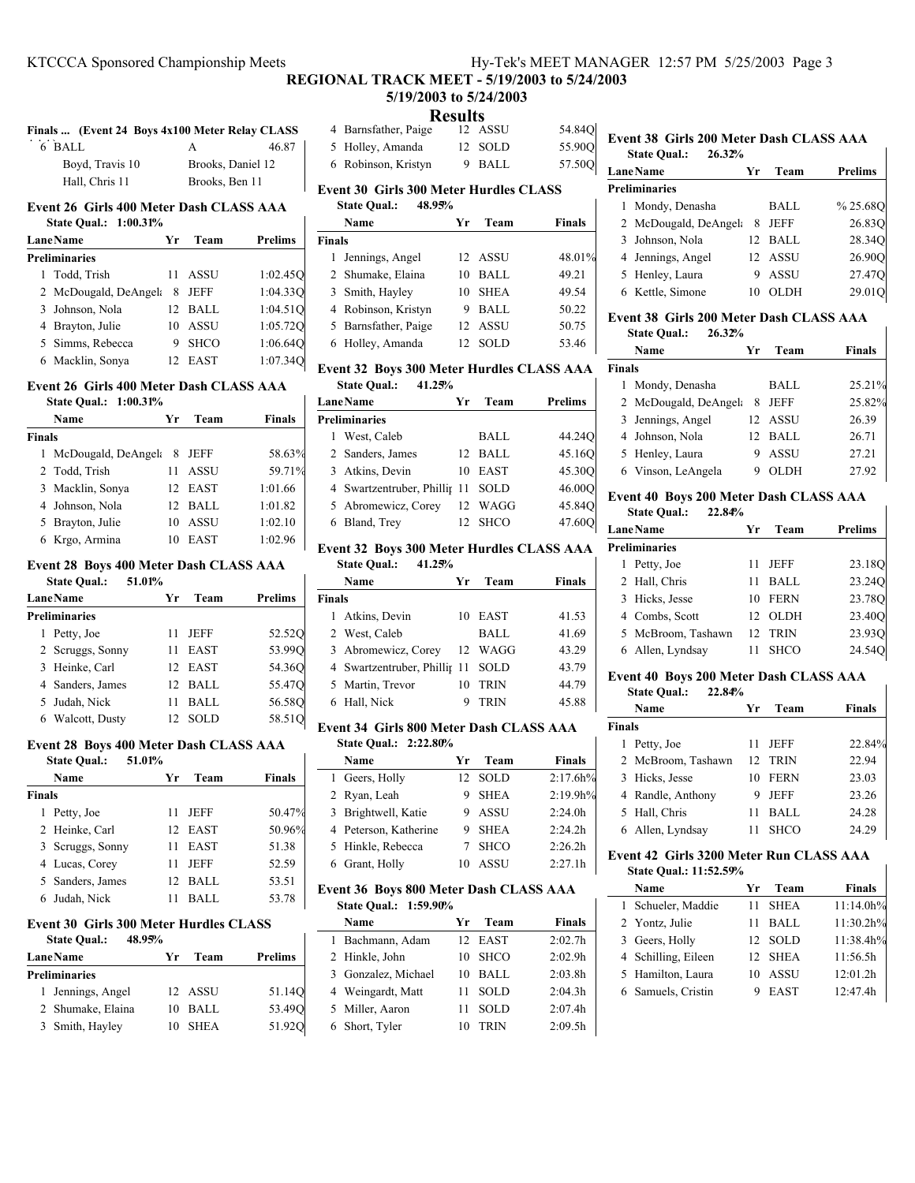## REGIONAL TRACK MEET - 5/19/2003 to 5/24/2003

### 5/19/2003 to 5/24/2003

### Results

**Finals ... (Event 24 Boys 4x100 Meter Relay CLASS**

| | | | |
|---|---|---|---|
| 6 BALL | | A | 46.87 |
| | Boyd, Travis 10 | Brooks, Daniel 12 | |
| | Hall, Chris 11 | Brooks, Ben 11 | |

### Event 26 Girls 400 Meter Dash CLASS AAA

State Qual.: 1:00.31%

| Lane | Name | Yr | Team | Prelims |
|---|---|---|---|---|
| **Preliminaries** | | | | |
| 1 | Todd, Trish | 11 | ASSU | 1:02.45Q |
| 2 | McDougald, DeAngel: | 8 | JEFF | 1:04.33Q |
| 3 | Johnson, Nola | 12 | BALL | 1:04.51Q |
| 4 | Brayton, Julie | 10 | ASSU | 1:05.72Q |
| 5 | Simms, Rebecca | 9 | SHCO | 1:06.64Q |
| 6 | Macklin, Sonya | 12 | EAST | 1:07.34Q |

### Event 26 Girls 400 Meter Dash CLASS AAA

State Qual.: 1:00.31%

| | Name | Yr | Team | Finals |
|---|---|---|---|---|
| **Finals** | | | | |
| 1 | McDougald, DeAngel: | 8 | JEFF | 58.63% |
| 2 | Todd, Trish | 11 | ASSU | 59.71% |
| 3 | Macklin, Sonya | 12 | EAST | 1:01.66 |
| 4 | Johnson, Nola | 12 | BALL | 1:01.82 |
| 5 | Brayton, Julie | 10 | ASSU | 1:02.10 |
| 6 | Krgo, Armina | 10 | EAST | 1:02.96 |

### Event 28 Boys 400 Meter Dash CLASS AAA

State Qual.: 51.01%

| Lane | Name | Yr | Team | Prelims |
|---|---|---|---|---|
| **Preliminaries** | | | | |
| 1 | Petty, Joe | 11 | JEFF | 52.52Q |
| 2 | Scruggs, Sonny | 11 | EAST | 53.99Q |
| 3 | Heinke, Carl | 12 | EAST | 54.36Q |
| 4 | Sanders, James | 12 | BALL | 55.47Q |
| 5 | Judah, Nick | 11 | BALL | 56.58Q |
| 6 | Walcott, Dusty | 12 | SOLD | 58.51Q |

### Event 28 Boys 400 Meter Dash CLASS AAA

State Qual.: 51.01%

| | Name | Yr | Team | Finals |
|---|---|---|---|---|
| **Finals** | | | | |
| 1 | Petty, Joe | 11 | JEFF | 50.47% |
| 2 | Heinke, Carl | 12 | EAST | 50.96% |
| 3 | Scruggs, Sonny | 11 | EAST | 51.38 |
| 4 | Lucas, Corey | 11 | JEFF | 52.59 |
| 5 | Sanders, James | 12 | BALL | 53.51 |
| 6 | Judah, Nick | 11 | BALL | 53.78 |

### Event 30 Girls 300 Meter Hurdles CLASS

State Qual.: 48.95%

| Lane | Name | Yr | Team | Prelims |
|---|---|---|---|---|
| **Preliminaries** | | | | |
| 1 | Jennings, Angel | 12 | ASSU | 51.14Q |
| 2 | Shumake, Elaina | 10 | BALL | 53.49Q |
| 3 | Smith, Hayley | 10 | SHEA | 51.92Q |
| 4 | Barnsfather, Paige | 12 | ASSU | 54.84Q |
| 5 | Holley, Amanda | 12 | SOLD | 55.90Q |
| 6 | Robinson, Kristyn | 9 | BALL | 57.50Q |

### Event 30 Girls 300 Meter Hurdles CLASS

State Qual.: 48.95%

| | Name | Yr | Team | Finals |
|---|---|---|---|---|
| **Finals** | | | | |
| 1 | Jennings, Angel | 12 | ASSU | 48.01% |
| 2 | Shumake, Elaina | 10 | BALL | 49.21 |
| 3 | Smith, Hayley | 10 | SHEA | 49.54 |
| 4 | Robinson, Kristyn | 9 | BALL | 50.22 |
| 5 | Barnsfather, Paige | 12 | ASSU | 50.75 |
| 6 | Holley, Amanda | 12 | SOLD | 53.46 |

### Event 32 Boys 300 Meter Hurdles CLASS AAA

State Qual.: 41.25%

| Lane | Name | Yr | Team | Prelims |
|---|---|---|---|---|
| **Preliminaries** | | | | |
| 1 | West, Caleb | | BALL | 44.24Q |
| 2 | Sanders, James | 12 | BALL | 45.16Q |
| 3 | Atkins, Devin | 10 | EAST | 45.30Q |
| 4 | Swartzentruber, Phillip | 11 | SOLD | 46.00Q |
| 5 | Abromewicz, Corey | 12 | WAGG | 45.84Q |
| 6 | Bland, Trey | 12 | SHCO | 47.60Q |

### Event 32 Boys 300 Meter Hurdles CLASS AAA

State Qual.: 41.25%

| | Name | Yr | Team | Finals |
|---|---|---|---|---|
| **Finals** | | | | |
| 1 | Atkins, Devin | 10 | EAST | 41.53 |
| 2 | West, Caleb | | BALL | 41.69 |
| 3 | Abromewicz, Corey | 12 | WAGG | 43.29 |
| 4 | Swartzentruber, Phillip | 11 | SOLD | 43.79 |
| 5 | Martin, Trevor | 10 | TRIN | 44.79 |
| 6 | Hall, Nick | 9 | TRIN | 45.88 |

### Event 34 Girls 800 Meter Dash CLASS AAA

State Qual.: 2:22.80%

| | Name | Yr | Team | Finals |
|---|---|---|---|---|
| 1 | Geers, Holly | 12 | SOLD | 2:17.6h% |
| 2 | Ryan, Leah | 9 | SHEA | 2:19.9h% |
| 3 | Brightwell, Katie | 9 | ASSU | 2:24.0h |
| 4 | Peterson, Katherine | 9 | SHEA | 2:24.2h |
| 5 | Hinkle, Rebecca | 7 | SHCO | 2:26.2h |
| 6 | Grant, Holly | 10 | ASSU | 2:27.1h |

### Event 36 Boys 800 Meter Dash CLASS AAA

State Qual.: 1:59.90%

| | Name | Yr | Team | Finals |
|---|---|---|---|---|
| 1 | Bachmann, Adam | 12 | EAST | 2:02.7h |
| 2 | Hinkle, John | 10 | SHCO | 2:02.9h |
| 3 | Gonzalez, Michael | 10 | BALL | 2:03.8h |
| 4 | Weingardt, Matt | 11 | SOLD | 2:04.3h |
| 5 | Miller, Aaron | 11 | SOLD | 2:07.4h |
| 6 | Short, Tyler | 10 | TRIN | 2:09.5h |

### Event 38 Girls 200 Meter Dash CLASS AAA

State Qual.: 26.32%

| Lane | Name | Yr | Team | Prelims |
|---|---|---|---|---|
| **Preliminaries** | | | | |
| 1 | Mondy, Denasha | | BALL | % 25.68Q |
| 2 | McDougald, DeAngel: | 8 | JEFF | 26.83Q |
| 3 | Johnson, Nola | 12 | BALL | 28.34Q |
| 4 | Jennings, Angel | 12 | ASSU | 26.90Q |
| 5 | Henley, Laura | 9 | ASSU | 27.47Q |
| 6 | Kettle, Simone | 10 | OLDH | 29.01Q |

### Event 38 Girls 200 Meter Dash CLASS AAA

State Qual.: 26.32%

| | Name | Yr | Team | Finals |
|---|---|---|---|---|
| **Finals** | | | | |
| 1 | Mondy, Denasha | | BALL | 25.21% |
| 2 | McDougald, DeAngel: | 8 | JEFF | 25.82% |
| 3 | Jennings, Angel | 12 | ASSU | 26.39 |
| 4 | Johnson, Nola | 12 | BALL | 26.71 |
| 5 | Henley, Laura | 9 | ASSU | 27.21 |
| 6 | Vinson, LeAngela | 9 | OLDH | 27.92 |

### Event 40 Boys 200 Meter Dash CLASS AAA

State Qual.: 22.84%

| Lane | Name | Yr | Team | Prelims |
|---|---|---|---|---|
| **Preliminaries** | | | | |
| 1 | Petty, Joe | 11 | JEFF | 23.18Q |
| 2 | Hall, Chris | 11 | BALL | 23.24Q |
| 3 | Hicks, Jesse | 10 | FERN | 23.78Q |
| 4 | Combs, Scott | 12 | OLDH | 23.40Q |
| 5 | McBroom, Tashawn | 12 | TRIN | 23.93Q |
| 6 | Allen, Lyndsay | 11 | SHCO | 24.54Q |

### Event 40 Boys 200 Meter Dash CLASS AAA

State Qual.: 22.84%

| | Name | Yr | Team | Finals |
|---|---|---|---|---|
| **Finals** | | | | |
| 1 | Petty, Joe | 11 | JEFF | 22.84% |
| 2 | McBroom, Tashawn | 12 | TRIN | 22.94 |
| 3 | Hicks, Jesse | 10 | FERN | 23.03 |
| 4 | Randle, Anthony | 9 | JEFF | 23.26 |
| 5 | Hall, Chris | 11 | BALL | 24.28 |
| 6 | Allen, Lyndsay | 11 | SHCO | 24.29 |

### Event 42 Girls 3200 Meter Run CLASS AAA

State Qual.: 11:52.59%

| | Name | Yr | Team | Finals |
|---|---|---|---|---|
| 1 | Schueler, Maddie | 11 | SHEA | 11:14.0h% |
| 2 | Yontz, Julie | 11 | BALL | 11:30.2h% |
| 3 | Geers, Holly | 12 | SOLD | 11:38.4h% |
| 4 | Schilling, Eileen | 12 | SHEA | 11:56.5h |
| 5 | Hamilton, Laura | 10 | ASSU | 12:01.2h |
| 6 | Samuels, Cristin | 9 | EAST | 12:47.4h |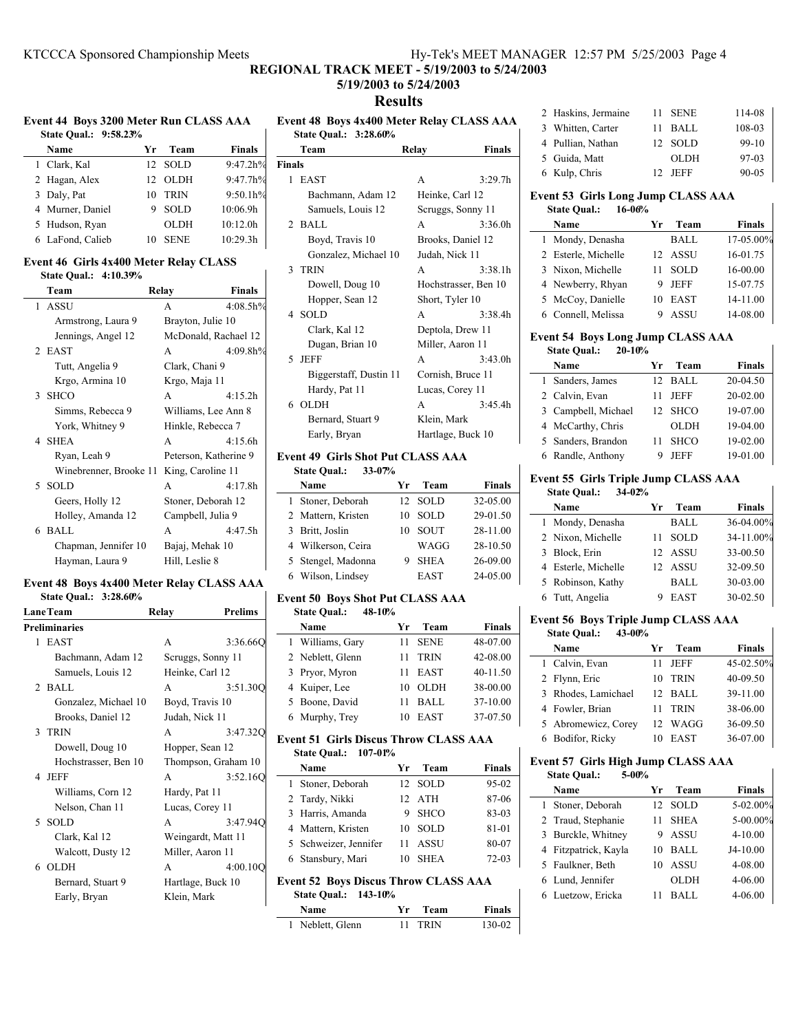## REGIONAL TRACK MEET - 5/19/2003 to 5/24/2003

### 5/19/2003 to 5/24/2003

## Results

### Event 44 Boys 3200 Meter Run CLASS AAA

State Qual.: 9:58.23%

| | Name | Yr | Team | Finals |
|---|---|---|---|---|
| 1 | Clark, Kal | 12 | SOLD | 9:47.2h% |
| 2 | Hagan, Alex | 12 | OLDH | 9:47.7h% |
| 3 | Daly, Pat | 10 | TRIN | 9:50.1h% |
| 4 | Murner, Daniel | 9 | SOLD | 10:06.9h |
| 5 | Hudson, Ryan | | OLDH | 10:12.0h |
| 6 | LaFond, Calieb | 10 | SENE | 10:29.3h |

### Event 46 Girls 4x400 Meter Relay CLASS

State Qual.: 4:10.39%

| | Team | Relay | Finals |
|---|---|---|---|
| 1 | ASSU | A | 4:08.5h% |
| | Armstrong, Laura 9 | Brayton, Julie 10 | |
| | Jennings, Angel 12 | McDonald, Rachael 12 | |
| 2 | EAST | A | 4:09.8h% |
| | Tutt, Angelia 9 | Clark, Chani 9 | |
| | Krgo, Armina 10 | Krgo, Maja 11 | |
| 3 | SHCO | A | 4:15.2h |
| | Simms, Rebecca 9 | Williams, Lee Ann 8 | |
| | York, Whitney 9 | Hinkle, Rebecca 7 | |
| 4 | SHEA | A | 4:15.6h |
| | Ryan, Leah 9 | Peterson, Katherine 9 | |
| | Winebrenner, Brooke 11 | King, Caroline 11 | |
| 5 | SOLD | A | 4:17.8h |
| | Geers, Holly 12 | Stoner, Deborah 12 | |
| | Holley, Amanda 12 | Campbell, Julia 9 | |
| 6 | BALL | A | 4:47.5h |
| | Chapman, Jennifer 10 | Bajaj, Mehak 10 | |
| | Hayman, Laura 9 | Hill, Leslie 8 | |

### Event 48 Boys 4x400 Meter Relay CLASS AAA

State Qual.: 3:28.60%

| Lane | Team | Relay | Prelims |
|---|---|---|---|
| **Preliminaries** | | | |
| 1 | EAST | A | 3:36.66Q |
| | Bachmann, Adam 12 | Scruggs, Sonny 11 | |
| | Samuels, Louis 12 | Heinke, Carl 12 | |
| 2 | BALL | A | 3:51.30Q |
| | Gonzalez, Michael 10 | Boyd, Travis 10 | |
| | Brooks, Daniel 12 | Judah, Nick 11 | |
| 3 | TRIN | A | 3:47.32Q |
| | Dowell, Doug 10 | Hopper, Sean 12 | |
| | Hochstrasser, Ben 10 | Thompson, Graham 10 | |
| 4 | JEFF | A | 3:52.16Q |
| | Williams, Corn 12 | Hardy, Pat 11 | |
| | Nelson, Chan 11 | Lucas, Corey 11 | |
| 5 | SOLD | A | 3:47.94Q |
| | Clark, Kal 12 | Weingardt, Matt 11 | |
| | Walcott, Dusty 12 | Miller, Aaron 11 | |
| 6 | OLDH | A | 4:00.10Q |
| | Bernard, Stuart 9 | Hartlage, Buck 10 | |
| | Early, Bryan | Klein, Mark | |

### Event 48 Boys 4x400 Meter Relay CLASS AAA

State Qual.: 3:28.60%

| | Team | Relay | Finals |
|---|---|---|---|
| **Finals** | | | |
| 1 | EAST | A | 3:29.7h |
| | Bachmann, Adam 12 | Heinke, Carl 12 | |
| | Samuels, Louis 12 | Scruggs, Sonny 11 | |
| 2 | BALL | A | 3:36.0h |
| | Boyd, Travis 10 | Brooks, Daniel 12 | |
| | Gonzalez, Michael 10 | Judah, Nick 11 | |
| 3 | TRIN | A | 3:38.1h |
| | Dowell, Doug 10 | Hochstrasser, Ben 10 | |
| | Hopper, Sean 12 | Short, Tyler 10 | |
| 4 | SOLD | A | 3:38.4h |
| | Clark, Kal 12 | Deptola, Drew 11 | |
| | Dugan, Brian 10 | Miller, Aaron 11 | |
| 5 | JEFF | A | 3:43.0h |
| | Biggerstaff, Dustin 11 | Cornish, Bruce 11 | |
| | Hardy, Pat 11 | Lucas, Corey 11 | |
| 6 | OLDH | A | 3:45.4h |
| | Bernard, Stuart 9 | Klein, Mark | |
| | Early, Bryan | Hartlage, Buck 10 | |

### Event 49 Girls Shot Put CLASS AAA

State Qual.: 33-07%

| | Name | Yr | Team | Finals |
|---|---|---|---|---|
| 1 | Stoner, Deborah | 12 | SOLD | 32-05.00 |
| 2 | Mattern, Kristen | 10 | SOLD | 29-01.50 |
| 3 | Britt, Joslin | 10 | SOUT | 28-11.00 |
| 4 | Wilkerson, Ceira | | WAGG | 28-10.50 |
| 5 | Stengel, Madonna | 9 | SHEA | 26-09.00 |
| 6 | Wilson, Lindsey | | EAST | 24-05.00 |

### Event 50 Boys Shot Put CLASS AAA

State Qual.: 48-10%

| | Name | Yr | Team | Finals |
|---|---|---|---|---|
| 1 | Williams, Gary | 11 | SENE | 48-07.00 |
| 2 | Neblett, Glenn | 11 | TRIN | 42-08.00 |
| 3 | Pryor, Myron | 11 | EAST | 40-11.50 |
| 4 | Kuiper, Lee | 10 | OLDH | 38-00.00 |
| 5 | Boone, David | 11 | BALL | 37-10.00 |
| 6 | Murphy, Trey | 10 | EAST | 37-07.50 |

### Event 51 Girls Discus Throw CLASS AAA

State Qual.: 107-01%

| | Name | Yr | Team | Finals |
|---|---|---|---|---|
| 1 | Stoner, Deborah | 12 | SOLD | 95-02 |
| 2 | Tardy, Nikki | 12 | ATH | 87-06 |
| 3 | Harris, Amanda | 9 | SHCO | 83-03 |
| 4 | Mattern, Kristen | 10 | SOLD | 81-01 |
| 5 | Schweizer, Jennifer | 11 | ASSU | 80-07 |
| 6 | Stansbury, Mari | 10 | SHEA | 72-03 |

### Event 52 Boys Discus Throw CLASS AAA

State Qual.: 143-10%

| | Name | Yr | Team | Finals |
|---|---|---|---|---|
| 1 | Neblett, Glenn | 11 | TRIN | 130-02 |
| 2 | Haskins, Jermaine | 11 | SENE | 114-08 |
| 3 | Whitten, Carter | 11 | BALL | 108-03 |
| 4 | Pullian, Nathan | 12 | SOLD | 99-10 |
| 5 | Guida, Matt | | OLDH | 97-03 |
| 6 | Kulp, Chris | 12 | JEFF | 90-05 |

### Event 53 Girls Long Jump CLASS AAA

State Qual.: 16-06%

| | Name | Yr | Team | Finals |
|---|---|---|---|---|
| 1 | Mondy, Denasha | | BALL | 17-05.00% |
| 2 | Esterle, Michelle | 12 | ASSU | 16-01.75 |
| 3 | Nixon, Michelle | 11 | SOLD | 16-00.00 |
| 4 | Newberry, Rhyan | 9 | JEFF | 15-07.75 |
| 5 | McCoy, Danielle | 10 | EAST | 14-11.00 |
| 6 | Connell, Melissa | 9 | ASSU | 14-08.00 |

### Event 54 Boys Long Jump CLASS AAA

State Qual.: 20-10%

| | Name | Yr | Team | Finals |
|---|---|---|---|---|
| 1 | Sanders, James | 12 | BALL | 20-04.50 |
| 2 | Calvin, Evan | 11 | JEFF | 20-02.00 |
| 3 | Campbell, Michael | 12 | SHCO | 19-07.00 |
| 4 | McCarthy, Chris | | OLDH | 19-04.00 |
| 5 | Sanders, Brandon | 11 | SHCO | 19-02.00 |
| 6 | Randle, Anthony | 9 | JEFF | 19-01.00 |

### Event 55 Girls Triple Jump CLASS AAA

State Qual.: 34-02%

| | Name | Yr | Team | Finals |
|---|---|---|---|---|
| 1 | Mondy, Denasha | | BALL | 36-04.00% |
| 2 | Nixon, Michelle | 11 | SOLD | 34-11.00% |
| 3 | Block, Erin | 12 | ASSU | 33-00.50 |
| 4 | Esterle, Michelle | 12 | ASSU | 32-09.50 |
| 5 | Robinson, Kathy | | BALL | 30-03.00 |
| 6 | Tutt, Angelia | 9 | EAST | 30-02.50 |

### Event 56 Boys Triple Jump CLASS AAA

State Qual.: 43-00%

| | Name | Yr | Team | Finals |
|---|---|---|---|---|
| 1 | Calvin, Evan | 11 | JEFF | 45-02.50% |
| 2 | Flynn, Eric | 10 | TRIN | 40-09.50 |
| 3 | Rhodes, Lamichael | 12 | BALL | 39-11.00 |
| 4 | Fowler, Brian | 11 | TRIN | 38-06.00 |
| 5 | Abromewicz, Corey | 12 | WAGG | 36-09.50 |
| 6 | Bodifor, Ricky | 10 | EAST | 36-07.00 |

### Event 57 Girls High Jump CLASS AAA

State Qual.: 5-00%

| | Name | Yr | Team | Finals |
|---|---|---|---|---|
| 1 | Stoner, Deborah | 12 | SOLD | 5-02.00% |
| 2 | Traud, Stephanie | 11 | SHEA | 5-00.00% |
| 3 | Burckle, Whitney | 9 | ASSU | 4-10.00 |
| 4 | Fitzpatrick, Kayla | 10 | BALL | J4-10.00 |
| 5 | Faulkner, Beth | 10 | ASSU | 4-08.00 |
| 6 | Lund, Jennifer | | OLDH | 4-06.00 |
| 6 | Luetzow, Ericka | 11 | BALL | 4-06.00 |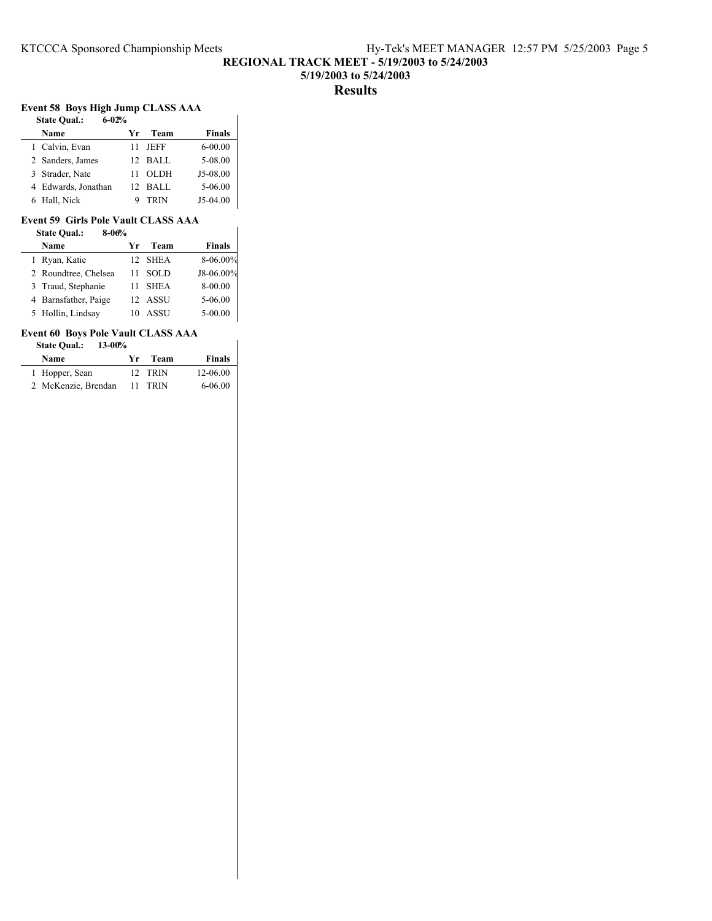## REGIONAL TRACK MEET - 5/19/2003 to 5/24/2003

### 5/19/2003 to 5/24/2003

# Results

### Event 58 Boys High Jump CLASS AAA

**State Qual.: 6-02%**

| | Name | Yr | Team | Finals |
|---|---|---|---|---|
| 1 | Calvin, Evan | 11 | JEFF | 6-00.00 |
| 2 | Sanders, James | 12 | BALL | 5-08.00 |
| 3 | Strader, Nate | 11 | OLDH | J5-08.00 |
| 4 | Edwards, Jonathan | 12 | BALL | 5-06.00 |
| 6 | Hall, Nick | 9 | TRIN | J5-04.00 |

### Event 59 Girls Pole Vault CLASS AAA

**State Qual.: 8-06%**

| | Name | Yr | Team | Finals |
|---|---|---|---|---|
| 1 | Ryan, Katie | 12 | SHEA | 8-06.00% |
| 2 | Roundtree, Chelsea | 11 | SOLD | J8-06.00% |
| 3 | Traud, Stephanie | 11 | SHEA | 8-00.00 |
| 4 | Barnsfather, Paige | 12 | ASSU | 5-06.00 |
| 5 | Hollin, Lindsay | 10 | ASSU | 5-00.00 |

### Event 60 Boys Pole Vault CLASS AAA

**State Qual.: 13-00%**

| | Name | Yr | Team | Finals |
|---|---|---|---|---|
| 1 | Hopper, Sean | 12 | TRIN | 12-06.00 |
| 2 | McKenzie, Brendan | 11 | TRIN | 6-06.00 |